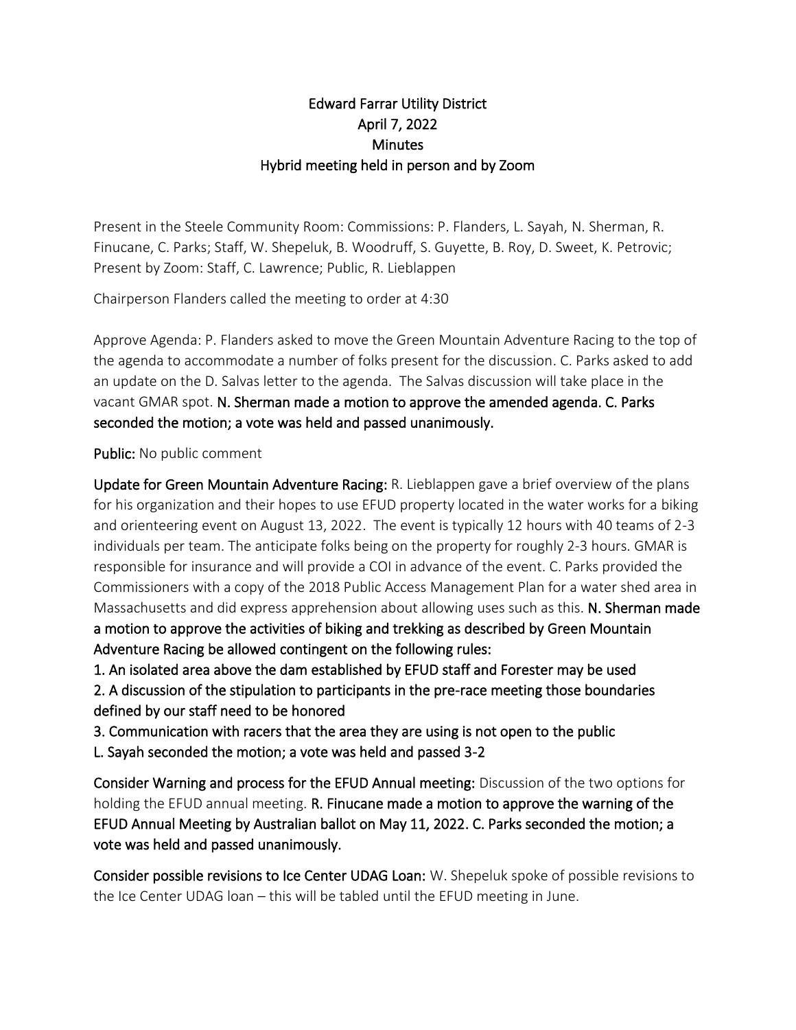# Edward Farrar Utility District
## April 7, 2022
## Minutes
## Hybrid meeting held in person and by Zoom

Present in the Steele Community Room: Commissions: P. Flanders, L. Sayah, N. Sherman, R. Finucane, C. Parks; Staff, W. Shepeluk, B. Woodruff, S. Guyette, B. Roy, D. Sweet, K. Petrovic; Present by Zoom: Staff, C. Lawrence; Public, R. Lieblappen

Chairperson Flanders called the meeting to order at 4:30

Approve Agenda: P. Flanders asked to move the Green Mountain Adventure Racing to the top of the agenda to accommodate a number of folks present for the discussion. C. Parks asked to add an update on the D. Salvas letter to the agenda. The Salvas discussion will take place in the vacant GMAR spot. **N. Sherman made a motion to approve the amended agenda. C. Parks seconded the motion; a vote was held and passed unanimously.**

**Public:** No public comment

**Update for Green Mountain Adventure Racing:** R. Lieblappen gave a brief overview of the plans for his organization and their hopes to use EFUD property located in the water works for a biking and orienteering event on August 13, 2022. The event is typically 12 hours with 40 teams of 2-3 individuals per team. The anticipate folks being on the property for roughly 2-3 hours. GMAR is responsible for insurance and will provide a COI in advance of the event. C. Parks provided the Commissioners with a copy of the 2018 Public Access Management Plan for a water shed area in Massachusetts and did express apprehension about allowing uses such as this. **N. Sherman made a motion to approve the activities of biking and trekking as described by Green Mountain Adventure Racing be allowed contingent on the following rules:**

**1. An isolated area above the dam established by EFUD staff and Forester may be used**

**2. A discussion of the stipulation to participants in the pre-race meeting those boundaries defined by our staff need to be honored**

**3. Communication with racers that the area they are using is not open to the public**

**L. Sayah seconded the motion; a vote was held and passed 3-2**

**Consider Warning and process for the EFUD Annual meeting:** Discussion of the two options for holding the EFUD annual meeting. **R. Finucane made a motion to approve the warning of the EFUD Annual Meeting by Australian ballot on May 11, 2022. C. Parks seconded the motion; a vote was held and passed unanimously.**

**Consider possible revisions to Ice Center UDAG Loan:** W. Shepeluk spoke of possible revisions to the Ice Center UDAG loan – this will be tabled until the EFUD meeting in June.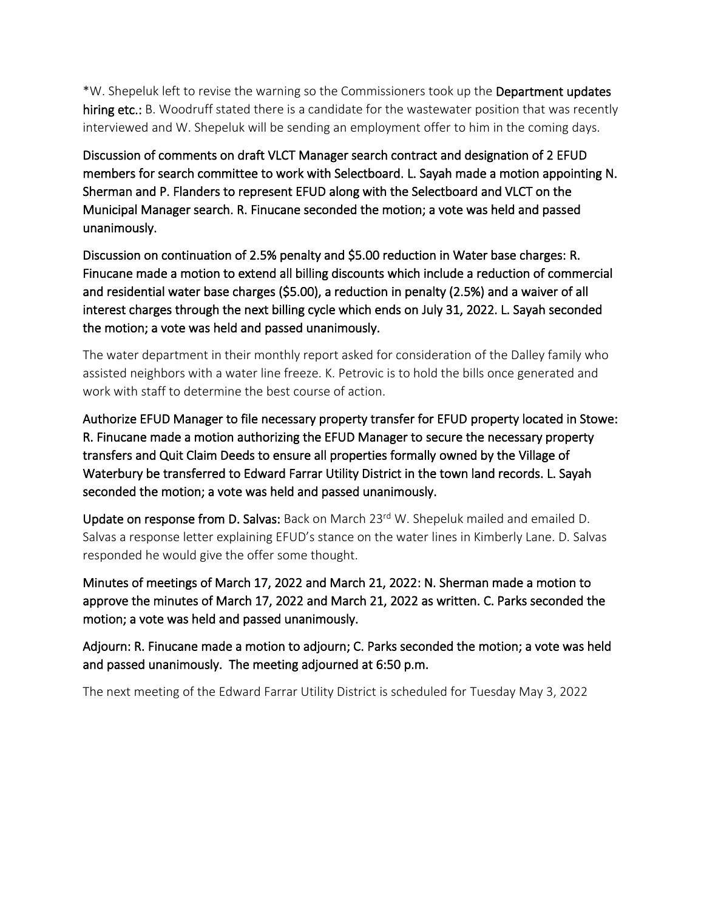*W. Shepeluk left to revise the warning so the Commissioners took up the **Department updates hiring etc.:** B. Woodruff stated there is a candidate for the wastewater position that was recently interviewed and W. Shepeluk will be sending an employment offer to him in the coming days.

**Discussion of comments on draft VLCT Manager search contract and designation of 2 EFUD members for search committee to work with Selectboard. L. Sayah made a motion appointing N. Sherman and P. Flanders to represent EFUD along with the Selectboard and VLCT on the Municipal Manager search. R. Finucane seconded the motion; a vote was held and passed unanimously.**

**Discussion on continuation of 2.5% penalty and $5.00 reduction in Water base charges: R. Finucane made a motion to extend all billing discounts which include a reduction of commercial and residential water base charges ($5.00), a reduction in penalty (2.5%) and a waiver of all interest charges through the next billing cycle which ends on July 31, 2022. L. Sayah seconded the motion; a vote was held and passed unanimously.**

The water department in their monthly report asked for consideration of the Dalley family who assisted neighbors with a water line freeze. K. Petrovic is to hold the bills once generated and work with staff to determine the best course of action.

**Authorize EFUD Manager to file necessary property transfer for EFUD property located in Stowe: R. Finucane made a motion authorizing the EFUD Manager to secure the necessary property transfers and Quit Claim Deeds to ensure all properties formally owned by the Village of Waterbury be transferred to Edward Farrar Utility District in the town land records. L. Sayah seconded the motion; a vote was held and passed unanimously.**

**Update on response from D. Salvas:** Back on March 23rd W. Shepeluk mailed and emailed D. Salvas a response letter explaining EFUD's stance on the water lines in Kimberly Lane. D. Salvas responded he would give the offer some thought.

**Minutes of meetings of March 17, 2022 and March 21, 2022: N. Sherman made a motion to approve the minutes of March 17, 2022 and March 21, 2022 as written. C. Parks seconded the motion; a vote was held and passed unanimously.**

**Adjourn: R. Finucane made a motion to adjourn; C. Parks seconded the motion; a vote was held and passed unanimously. The meeting adjourned at 6:50 p.m.**

The next meeting of the Edward Farrar Utility District is scheduled for Tuesday May 3, 2022